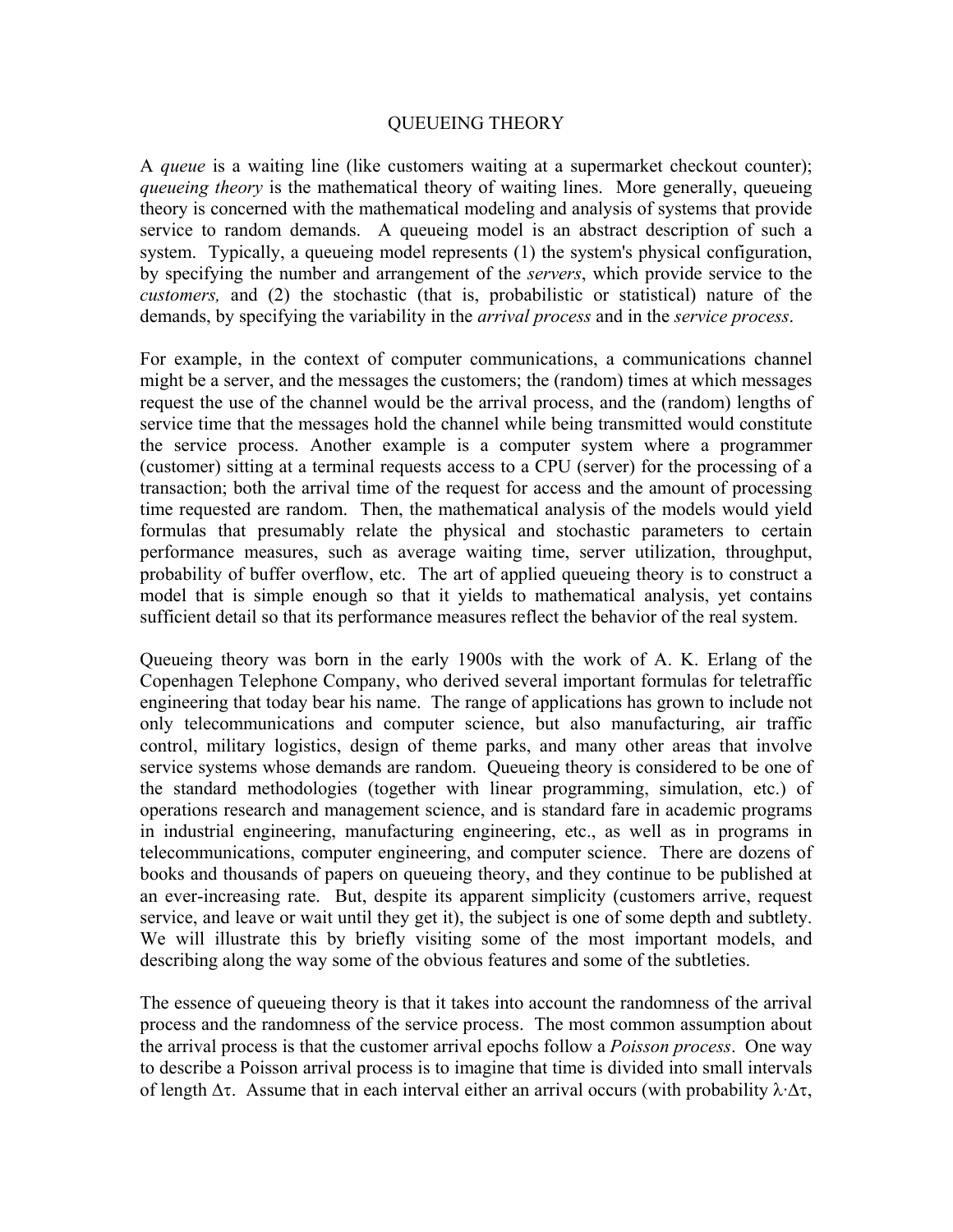# QUEUEING THEORY

A *queue* is a waiting line (like customers waiting at a supermarket checkout counter); *queueing theory* is the mathematical theory of waiting lines. More generally, queueing theory is concerned with the mathematical modeling and analysis of systems that provide service to random demands. A queueing model is an abstract description of such a system. Typically, a queueing model represents (1) the system's physical configuration, by specifying the number and arrangement of the *servers*, which provide service to the *customers,* and (2) the stochastic (that is, probabilistic or statistical) nature of the demands, by specifying the variability in the *arrival process* and in the *service process*.

For example, in the context of computer communications, a communications channel might be a server, and the messages the customers; the (random) times at which messages request the use of the channel would be the arrival process, and the (random) lengths of service time that the messages hold the channel while being transmitted would constitute the service process. Another example is a computer system where a programmer (customer) sitting at a terminal requests access to a CPU (server) for the processing of a transaction; both the arrival time of the request for access and the amount of processing time requested are random. Then, the mathematical analysis of the models would yield formulas that presumably relate the physical and stochastic parameters to certain performance measures, such as average waiting time, server utilization, throughput, probability of buffer overflow, etc. The art of applied queueing theory is to construct a model that is simple enough so that it yields to mathematical analysis, yet contains sufficient detail so that its performance measures reflect the behavior of the real system.

Queueing theory was born in the early 1900s with the work of A. K. Erlang of the Copenhagen Telephone Company, who derived several important formulas for teletraffic engineering that today bear his name. The range of applications has grown to include not only telecommunications and computer science, but also manufacturing, air traffic control, military logistics, design of theme parks, and many other areas that involve service systems whose demands are random. Queueing theory is considered to be one of the standard methodologies (together with linear programming, simulation, etc.) of operations research and management science, and is standard fare in academic programs in industrial engineering, manufacturing engineering, etc., as well as in programs in telecommunications, computer engineering, and computer science. There are dozens of books and thousands of papers on queueing theory, and they continue to be published at an ever-increasing rate. But, despite its apparent simplicity (customers arrive, request service, and leave or wait until they get it), the subject is one of some depth and subtlety. We will illustrate this by briefly visiting some of the most important models, and describing along the way some of the obvious features and some of the subtleties.

The essence of queueing theory is that it takes into account the randomness of the arrival process and the randomness of the service process. The most common assumption about the arrival process is that the customer arrival epochs follow a *Poisson process*. One way to describe a Poisson arrival process is to imagine that time is divided into small intervals of length $\Delta\tau$. Assume that in each interval either an arrival occurs (with probability $\lambda \cdot \Delta\tau$,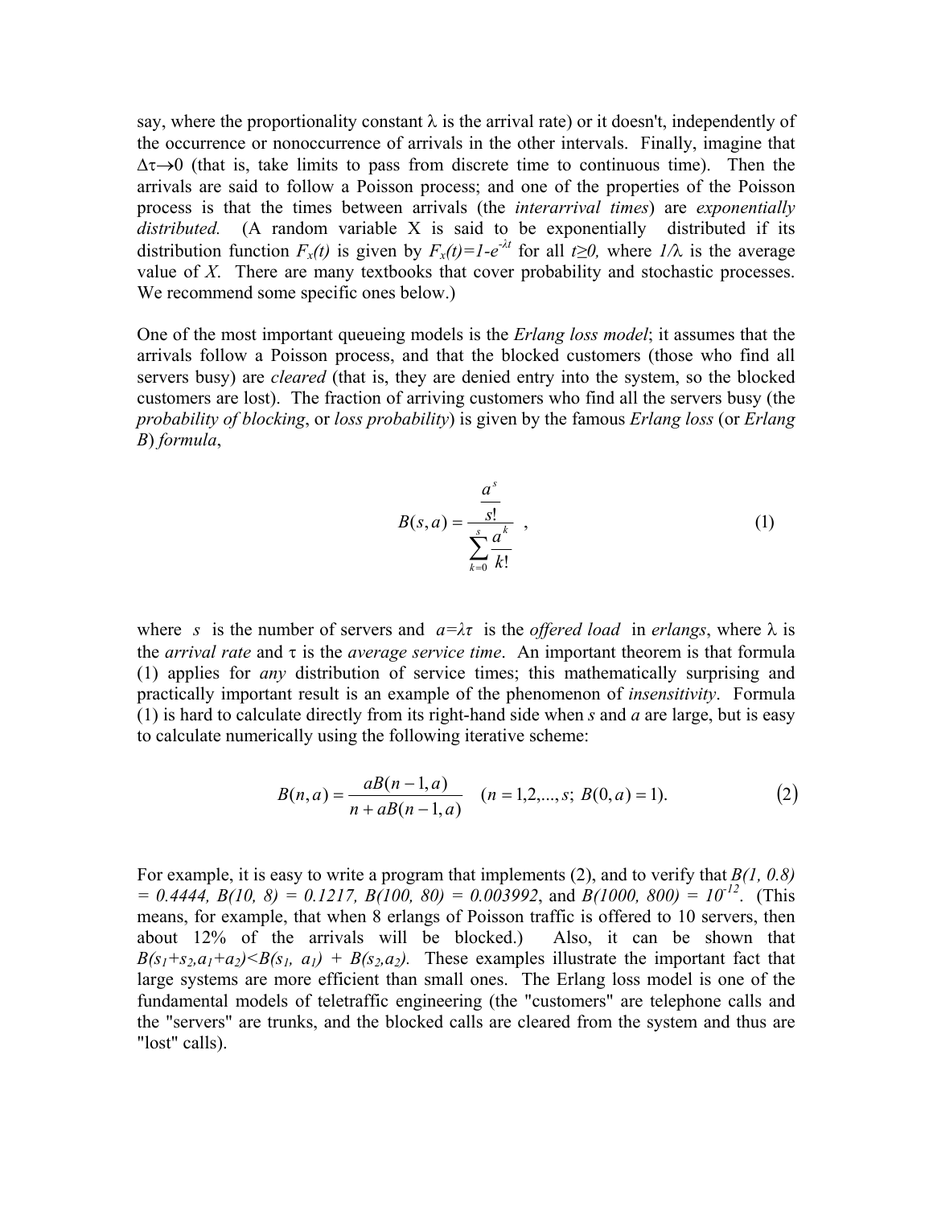say, where the proportionality constant $\lambda$ is the arrival rate) or it doesn't, independently of the occurrence or nonoccurrence of arrivals in the other intervals. Finally, imagine that $\Delta\tau \to 0$ (that is, take limits to pass from discrete time to continuous time). Then the arrivals are said to follow a Poisson process; and one of the properties of the Poisson process is that the times between arrivals (the *interarrival times*) are *exponentially distributed.* (A random variable X is said to be exponentially distributed if its distribution function $F_x(t)$ is given by $F_x(t)=1-e^{-\lambda t}$ for all $t \geq 0$, where $1/\lambda$ is the average value of $X$. There are many textbooks that cover probability and stochastic processes. We recommend some specific ones below.)

One of the most important queueing models is the *Erlang loss model*; it assumes that the arrivals follow a Poisson process, and that the blocked customers (those who find all servers busy) are *cleared* (that is, they are denied entry into the system, so the blocked customers are lost). The fraction of arriving customers who find all the servers busy (the *probability of blocking*, or *loss probability*) is given by the famous *Erlang loss* (or *Erlang B*) *formula*,

$$B(s,a) = \frac{\dfrac{a^s}{s!}}{\displaystyle\sum_{k=0}^{s} \frac{a^k}{k!}} \quad , \tag{1}$$

where $s$ is the number of servers and $a=\lambda\tau$ is the *offered load* in *erlangs*, where $\lambda$ is the *arrival rate* and $\tau$ is the *average service time*. An important theorem is that formula (1) applies for *any* distribution of service times; this mathematically surprising and practically important result is an example of the phenomenon of *insensitivity*. Formula (1) is hard to calculate directly from its right-hand side when *s* and *a* are large, but is easy to calculate numerically using the following iterative scheme:

$$B(n,a) = \frac{aB(n-1,a)}{n + aB(n-1,a)} \quad (n = 1,2,...,s;\ B(0,a) = 1). \tag{2}$$

For example, it is easy to write a program that implements (2), and to verify that $B(1, 0.8) = 0.4444$, $B(10, 8) = 0.1217$, $B(100, 80) = 0.003992$, and $B(1000, 800) = 10^{-12}$. (This means, for example, that when 8 erlangs of Poisson traffic is offered to 10 servers, then about 12% of the arrivals will be blocked.) Also, it can be shown that $B(s_1+s_2,a_1+a_2)<B(s_1, a_1) + B(s_2,a_2)$. These examples illustrate the important fact that large systems are more efficient than small ones. The Erlang loss model is one of the fundamental models of teletraffic engineering (the "customers" are telephone calls and the "servers" are trunks, and the blocked calls are cleared from the system and thus are "lost" calls).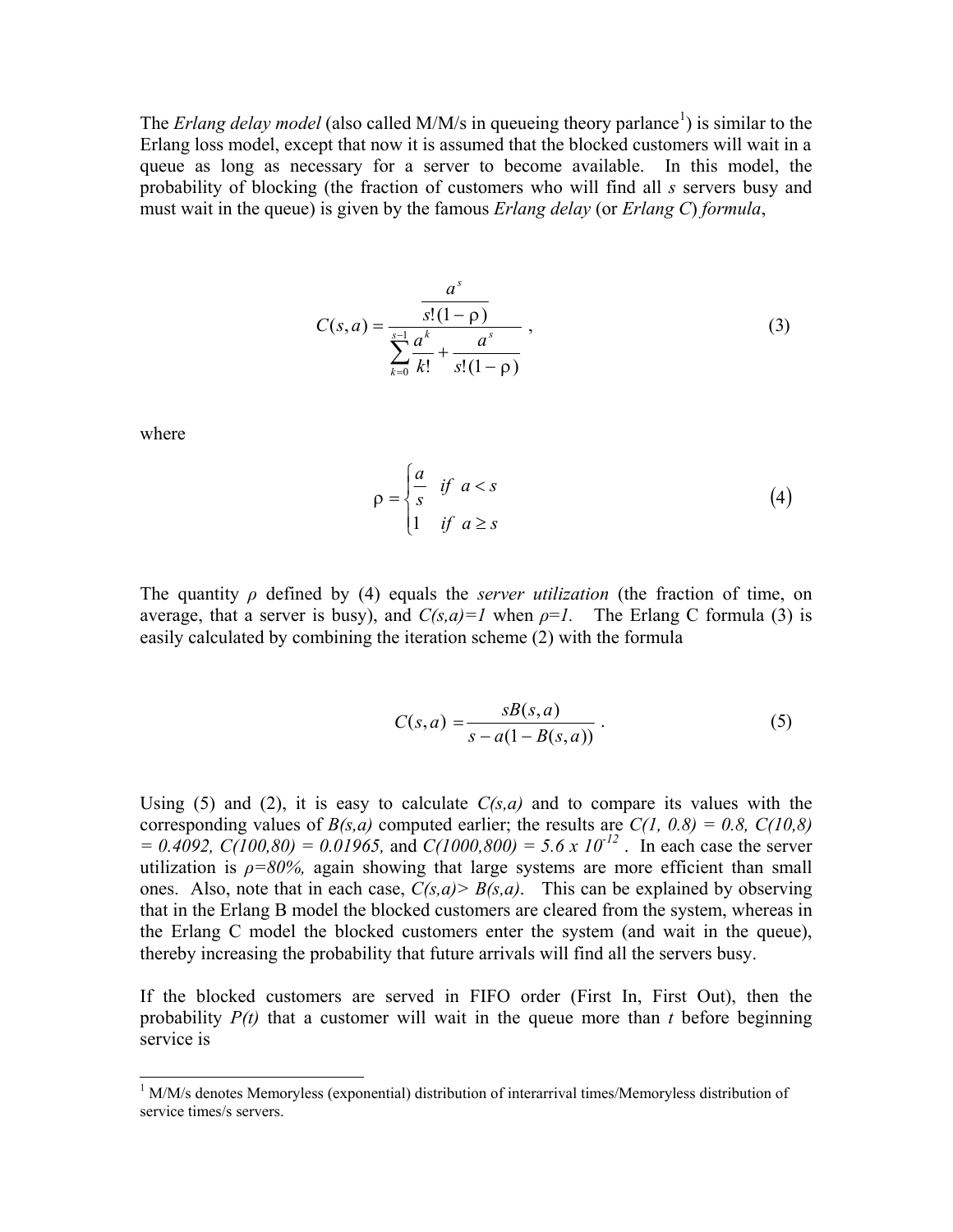The *Erlang delay model* (also called M/M/s in queueing theory parlance[1]) is similar to the Erlang loss model, except that now it is assumed that the blocked customers will wait in a queue as long as necessary for a server to become available. In this model, the probability of blocking (the fraction of customers who will find all *s* servers busy and must wait in the queue) is given by the famous *Erlang delay* (or *Erlang C*) *formula*,

$$C(s,a) = \frac{\dfrac{a^s}{s!(1-\rho)}}{\displaystyle\sum_{k=0}^{s-1} \frac{a^k}{k!} + \frac{a^s}{s!(1-\rho)}} \,, \tag{3}$$

where

$$\rho = \begin{cases} \dfrac{a}{s} & if \;\; a < s \\ 1 & if \;\; a \geq s \end{cases} \tag{4}$$

The quantity $\rho$ defined by (4) equals the *server utilization* (the fraction of time, on average, that a server is busy), and $C(s,a)=1$ when $\rho=1$. The Erlang C formula (3) is easily calculated by combining the iteration scheme (2) with the formula

$$C(s,a) = \frac{sB(s,a)}{s - a(1 - B(s,a))} \,. \tag{5}$$

Using (5) and (2), it is easy to calculate $C(s,a)$ and to compare its values with the corresponding values of $B(s,a)$ computed earlier; the results are $C(1, 0.8) = 0.8$, $C(10,8) = 0.4092$, $C(100,80) = 0.01965$, and $C(1000,800) = 5.6 \times 10^{-12}$. In each case the server utilization is $\rho=80\%$, again showing that large systems are more efficient than small ones. Also, note that in each case, $C(s,a) > B(s,a)$. This can be explained by observing that in the Erlang B model the blocked customers are cleared from the system, whereas in the Erlang C model the blocked customers enter the system (and wait in the queue), thereby increasing the probability that future arrivals will find all the servers busy.

If the blocked customers are served in FIFO order (First In, First Out), then the probability $P(t)$ that a customer will wait in the queue more than $t$ before beginning service is

[1] M/M/s denotes Memoryless (exponential) distribution of interarrival times/Memoryless distribution of service times/s servers.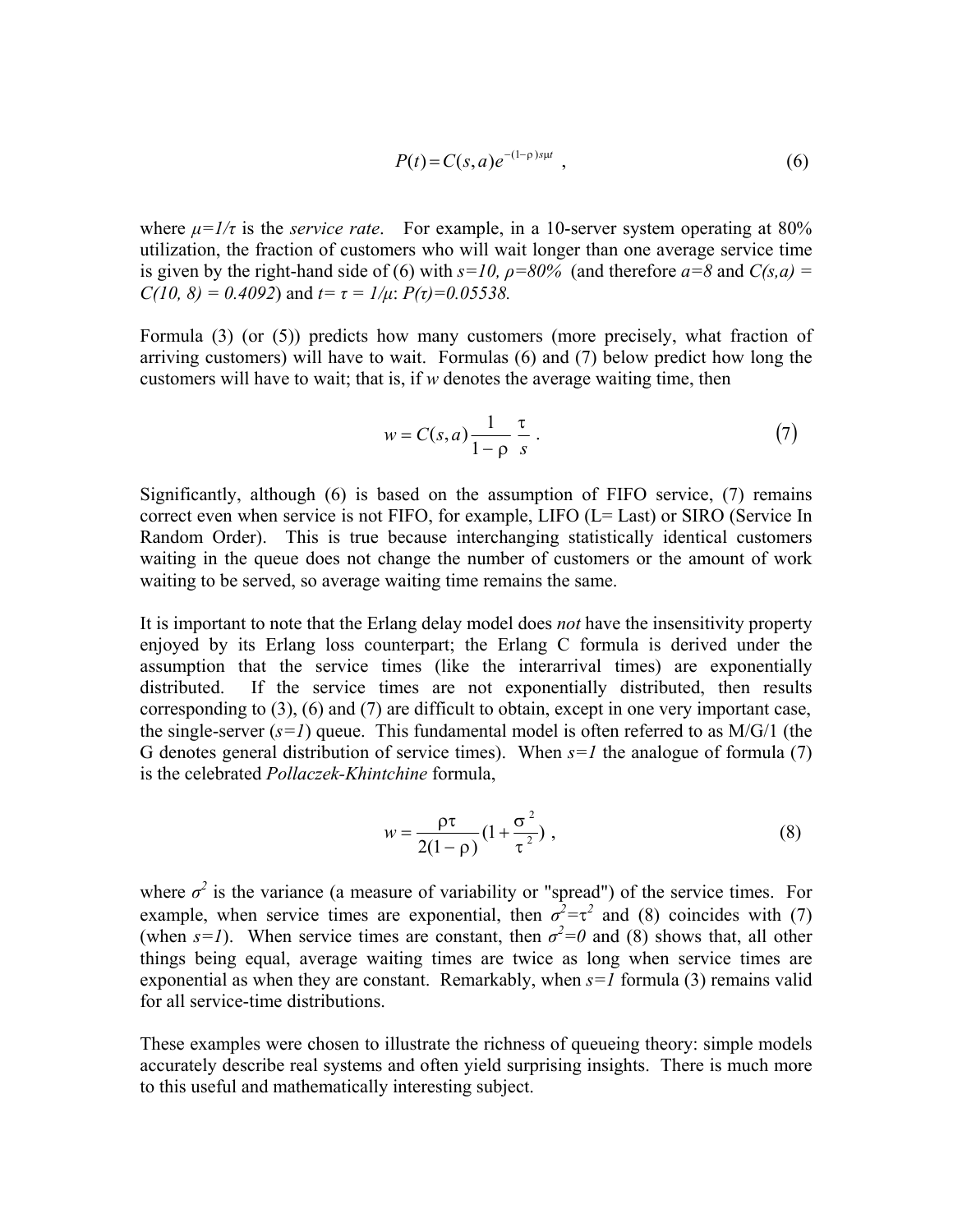$$P(t) = C(s,a)e^{-(1-\rho)s\mu t} \ , \tag{6}$$

where $\mu=1/\tau$ is the *service rate*. For example, in a 10-server system operating at 80% utilization, the fraction of customers who will wait longer than one average service time is given by the right-hand side of (6) with $s=10$, $\rho=80\%$ (and therefore $a=8$ and $C(s,a) = C(10, 8) = 0.4092$) and $t= \tau = 1/\mu$: $P(\tau)=0.05538$.

Formula (3) (or (5)) predicts how many customers (more precisely, what fraction of arriving customers) will have to wait. Formulas (6) and (7) below predict how long the customers will have to wait; that is, if $w$ denotes the average waiting time, then

$$w = C(s,a)\frac{1}{1-\rho}\frac{\tau}{s} \ . \tag{7}$$

Significantly, although (6) is based on the assumption of FIFO service, (7) remains correct even when service is not FIFO, for example, LIFO (L= Last) or SIRO (Service In Random Order). This is true because interchanging statistically identical customers waiting in the queue does not change the number of customers or the amount of work waiting to be served, so average waiting time remains the same.

It is important to note that the Erlang delay model does *not* have the insensitivity property enjoyed by its Erlang loss counterpart; the Erlang C formula is derived under the assumption that the service times (like the interarrival times) are exponentially distributed. If the service times are not exponentially distributed, then results corresponding to (3), (6) and (7) are difficult to obtain, except in one very important case, the single-server ($s=1$) queue. This fundamental model is often referred to as M/G/1 (the G denotes general distribution of service times). When $s=1$ the analogue of formula (7) is the celebrated *Pollaczek-Khintchine* formula,

$$w = \frac{\rho\tau}{2(1-\rho)}(1+\frac{\sigma^2}{\tau^2}) \ , \tag{8}$$

where $\sigma^2$ is the variance (a measure of variability or "spread") of the service times. For example, when service times are exponential, then $\sigma^2=\tau^2$ and (8) coincides with (7) (when $s=1$). When service times are constant, then $\sigma^2=0$ and (8) shows that, all other things being equal, average waiting times are twice as long when service times are exponential as when they are constant. Remarkably, when $s=1$ formula (3) remains valid for all service-time distributions.

These examples were chosen to illustrate the richness of queueing theory: simple models accurately describe real systems and often yield surprising insights. There is much more to this useful and mathematically interesting subject.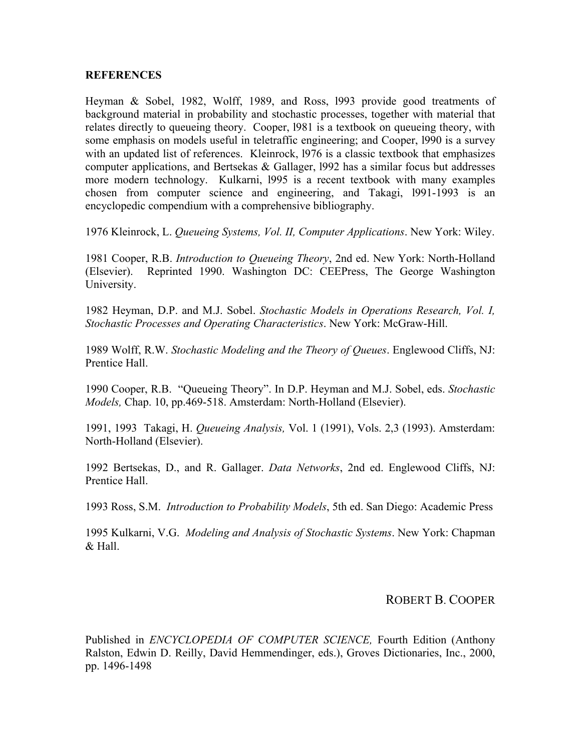**REFERENCES**

Heyman & Sobel, 1982, Wolff, 1989, and Ross, l993 provide good treatments of background material in probability and stochastic processes, together with material that relates directly to queueing theory. Cooper, l981 is a textbook on queueing theory, with some emphasis on models useful in teletraffic engineering; and Cooper, l990 is a survey with an updated list of references. Kleinrock, l976 is a classic textbook that emphasizes computer applications, and Bertsekas & Gallager, l992 has a similar focus but addresses more modern technology. Kulkarni, l995 is a recent textbook with many examples chosen from computer science and engineering, and Takagi, l991-1993 is an encyclopedic compendium with a comprehensive bibliography.

1976 Kleinrock, L. *Queueing Systems, Vol. II, Computer Applications*. New York: Wiley.

1981 Cooper, R.B. *Introduction to Queueing Theory*, 2nd ed. New York: North-Holland (Elsevier). Reprinted 1990. Washington DC: CEEPress, The George Washington University.

1982 Heyman, D.P. and M.J. Sobel. *Stochastic Models in Operations Research, Vol. I, Stochastic Processes and Operating Characteristics*. New York: McGraw-Hill.

1989 Wolff, R.W. *Stochastic Modeling and the Theory of Queues*. Englewood Cliffs, NJ: Prentice Hall.

1990 Cooper, R.B. "Queueing Theory". In D.P. Heyman and M.J. Sobel, eds. *Stochastic Models,* Chap. 10, pp.469-518. Amsterdam: North-Holland (Elsevier).

1991, 1993 Takagi, H. *Queueing Analysis,* Vol. 1 (1991), Vols. 2,3 (1993). Amsterdam: North-Holland (Elsevier).

1992 Bertsekas, D., and R. Gallager. *Data Networks*, 2nd ed. Englewood Cliffs, NJ: Prentice Hall.

1993 Ross, S.M. *Introduction to Probability Models*, 5th ed. San Diego: Academic Press

1995 Kulkarni, V.G. *Modeling and Analysis of Stochastic Systems*. New York: Chapman & Hall.

ROBERT B. COOPER

Published in *ENCYCLOPEDIA OF COMPUTER SCIENCE,* Fourth Edition (Anthony Ralston, Edwin D. Reilly, David Hemmendinger, eds.), Groves Dictionaries, Inc., 2000, pp. 1496-1498